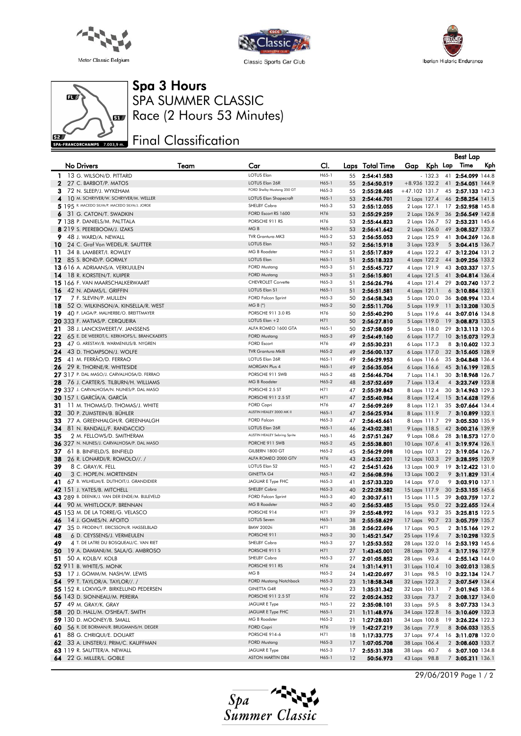Motor Classic Belgium

Classic Sports Car Club

Iberian Historic Endurance

# Spa 3 Hours

## SPA SUMMER CLASSIC

## Race (2 Hours 53 Minutes)

SPA-FRANCORCHAMPS 7.003,9 m.

## Final Classification

| | No | Drivers | Team | Car | Cl. | Laps | Total Time | Gap | Kph | Best Lap Lap | Best Lap Time | Best Lap Kph |
|---|---|---|---|---|---|---|---|---|---|---|---|---|
| 1 | 13 | G. WILSON/D. PITTARD | | LOTUS Elan | H65-1 | 55 | 2:54:41.583 | - | 132.3 | 41 | 2:54.099 | 144.8 |
| 2 | 27 | C. BARBOT/P. MATOS | | LOTUS Elan 26R | H65-1 | 55 | 2:54:50.519 | +8.936 | 132.2 | 41 | 2:54.051 | 144.9 |
| 3 | 72 | N. SLEEP/J. WYKEHAM | | FORD Shelby Mustang 350 GT | H65-3 | 55 | 2:55:28.685 | +47.102 | 131.7 | 45 | 2:57.133 | 142.3 |
| 4 | 10 | M. SCHRYVER/W. SCHRYVER/M. WELLER | | LOTUS Elan Shapecraft | H65-1 | 53 | 2:54:46.701 | 2 Laps | 127.4 | 46 | 2:58.254 | 141.5 |
| 5 | 195 | R. MACEDO SILVA/P. MACEDO SILVA/J. JORGE | | SHELBY Cobra | H65-3 | 53 | 2:55:12.055 | 2 Laps | 127.1 | 17 | 2:52.958 | 145.8 |
| 6 | 31 | G. CATON/T. SWADKIN | | FORD Escort RS 1600 | H76 | 53 | 2:55:29.259 | 2 Laps | 126.9 | 36 | 2:56.549 | 142.8 |
| 7 | 138 | P. DANIELS/M. PALTTALA | | PORSCHE 911 RS | H76 | 53 | 2:55:44.823 | 2 Laps | 126.7 | 52 | 2:53.231 | 145.6 |
| 8 | 219 | S. PEEREBOOM/J. IZAKS | | MG B | H65-2 | 53 | 2:56:41.642 | 2 Laps | 126.0 | 49 | 3:08.527 | 133.7 |
| 9 | 48 | J. WARD/A. NEWALL | | TVR Grantura MK3 | H65-2 | 53 | 2:56:55.053 | 2 Laps | 125.9 | 41 | 3:04.269 | 136.8 |
| 10 | 24 | C. Graf Von WEDEL/R. SAUTTER | | LOTUS Elan | H65-1 | 52 | 2:56:15.918 | 3 Laps | 123.9 | 5 | 3:04.415 | 136.7 |
| 11 | 34 | B. LAMBERT/I. ROWLEY | | MG B Roadster | H65-2 | 51 | 2:55:17.839 | 4 Laps | 122.2 | 47 | 3:12.204 | 131.2 |
| 12 | 85 | S. BOND/P. GORMLY | | LOTUS Elan | H65-1 | 51 | 2:55:18.323 | 4 Laps | 122.2 | 44 | 3:09.256 | 133.2 |
| 13 | 616 | A. ADRIAANS/A. VERKUIJLEN | | FORD Mustang | H65-3 | 51 | 2:55:45.727 | 4 Laps | 121.9 | 43 | 3:03.337 | 137.5 |
| 14 | 18 | R. KORSTEN/T. KUIPER | | FORD Mustang | H65-3 | 51 | 2:56:15.801 | 4 Laps | 121.5 | 41 | 3:04.814 | 136.4 |
| 15 | 166 | F. VAN MAARSCHALKERWAART | | CHEVROLET Corvette | H65-3 | 51 | 2:56:26.796 | 4 Laps | 121.4 | 29 | 3:03.740 | 137.2 |
| 16 | 42 | N. ADAMS/L. GRIFFIN | | LOTUS Elan S1 | H65-1 | 51 | 2:56:51.581 | 4 Laps | 121.1 | 6 | 3:10.884 | 132.1 |
| 17 | 7 | F. SLEVIN/P. MULLEN | | FORD Falcon Sprint | H65-3 | 50 | 2:54:58.343 | 5 Laps | 120.0 | 36 | 3:08.994 | 133.4 |
| 18 | 52 | O. WILKINSON/A. KINSELLA/R. WEST | | MG B (*) | H65-2 | 50 | 2:55:11.706 | 5 Laps | 119.9 | 11 | 3:13.208 | 130.5 |
| 19 | 40 | F. LAGA/P. MALHERBE/O. BREITTMAYER | | PORSCHE 911 3.0 RS | H76 | 50 | 2:55:40.290 | 5 Laps | 119.6 | 44 | 3:07.016 | 134.8 |
| 20 | 333 | F. MATIAS/P. CERQUEIRA | | LOTUS Elan +2 | H71 | 50 | 2:56:27.810 | 5 Laps | 119.0 | 19 | 3:08.873 | 133.5 |
| 21 | 38 | J. LANCKSWEERT/V. JANSSENS | | ALFA ROMEO 1600 GTA | H65-1 | 50 | 2:57:58.059 | 5 Laps | 118.0 | 29 | 3:13.113 | 130.6 |
| 22 | 65 | E. DE WEERDT/L. KERKHOFS/L. BRANCKAERTS | | FORD Mustang | H65-3 | 49 | 2:54:49.160 | 6 Laps | 117.7 | 10 | 3:15.073 | 129.3 |
| 23 | 47 | G. ARESTAV/B. WARMENIUS/B. NYGREN | | FORD Escort | H76 | 49 | 2:55:30.231 | 6 Laps | 117.3 | 8 | 3:10.602 | 132.3 |
| 24 | 43 | D. THOMPSON/J. WOLFE | | TVR Grantura MkIII | H65-2 | 49 | 2:56:00.137 | 6 Laps | 117.0 | 32 | 3:15.605 | 128.9 |
| 25 | 41 | M. FERRÃO/D. FERRAO | | LOTUS Elan 26R | H65-1 | 49 | 2:56:29.953 | 6 Laps | 116.6 | 35 | 3:04.848 | 136.4 |
| 26 | 29 | R. THORNE/R. WHITESIDE | | MORGAN Plus 4 | H65-1 | 49 | 2:56:35.054 | 6 Laps | 116.6 | 45 | 3:16.199 | 128.5 |
| 27 | 317 | P. DAL MASO/J. CARVALHOSA/D. FERRAO | | PORSCHE 911 SWB | H65-2 | 48 | 2:56:46.704 | 7 Laps | 114.1 | 30 | 3:18.968 | 126.7 |
| 28 | 76 | J. CARTER/S. TILBURN/H. WILLIAMS | | MG B Roadster | H65-2 | 48 | 2:57:52.659 | 7 Laps | 113.4 | 4 | 3:23.749 | 123.8 |
| 29 | 337 | J. CARVALHOSA/N. NUNES/P. DAL MASO | | PORSCHE 2.5 ST | H71 | 47 | 2:55:39.843 | 8 Laps | 112.6 | 30 | 3:14.963 | 129.3 |
| 30 | 157 | I. GARCÍA/A. GARCÍA | | PORSCHE 911 2.5 ST | H71 | 47 | 2:55:40.984 | 8 Laps | 112.4 | 15 | 3:14.628 | 129.6 |
| 31 | 11 | M. THOMAS/D. THOMAS/J. WHITE | | FORD Capri | H76 | 47 | 2:56:09.269 | 8 Laps | 112.1 | 35 | 3:07.664 | 134.4 |
| 32 | 30 | P. ZUMSTEIN/B. BÜHLER | | AUSTIN HEALEY 3000 MK II | H65-1 | 47 | 2:56:25.934 | 8 Laps | 111.9 | 7 | 3:10.899 | 132.1 |
| 33 | 77 | A. GREENHALGH/R. GREENHALGH | | FORD Falcon | H65-3 | 47 | 2:56:45.661 | 8 Laps | 111.7 | 29 | 3:05.530 | 135.9 |
| 34 | 81 | N. RANDALL/F. RANDACCIO | | LOTUS Elan 26R | H65-1 | 46 | 2:43:02.381 | 9 Laps | 118.5 | 42 | 3:00.216 | 139.9 |
| 35 | 2 | M. FELLOWS/D. SMITHERAM | | AUSTIN HEALEY Sebring Sprite | H65-1 | 46 | 2:57:51.267 | 9 Laps | 108.6 | 28 | 3:18.573 | 127.0 |
| 36 | 327 | N. NUNES/J. CARVALHOSA/P. DAL MASO | | PORCHE 911 SWB | H65-2 | 45 | 2:55:38.801 | 10 Laps | 107.6 | 41 | 3:19.974 | 126.1 |
| 37 | 61 | B. BINFIELD/S. BINFIELD | | GILBERN 1800 GT | H65-2 | 45 | 2:56:29.098 | 10 Laps | 107.1 | 22 | 3:19.054 | 126.7 |
| 38 | 26 | R. LONARDI/R. ROMOLO//. / | | ALFA ROMEO 2000 GTV | H76 | 43 | 2:54:52.201 | 12 Laps | 103.3 | 29 | 3:28.595 | 120.9 |
| 39 | 8 | C. GRAY/K. FELL | | LOTUS Elan S2 | H65-1 | 42 | 2:54:51.626 | 13 Laps | 100.9 | 19 | 3:12.422 | 131.0 |
| 40 | 3 | C. HOPE/N. MORTENSEN | | GINETTA G4 | H65-1 | 42 | 2:56:08.596 | 13 Laps | 100.2 | 9 | 3:11.829 | 131.4 |
| 41 | 67 | B. WILHELM/E. DUTHOIT/J. GRANDIDIER | | JAGUAR E Type FHC | H65-3 | 41 | 2:57:33.320 | 14 Laps | 97.0 | 9 | 3:03.910 | 137.1 |
| 42 | 151 | J. YATES/B. MITCHELL | | SHELBY Cobra | H65-3 | 40 | 2:22:28.582 | 15 Laps | 117.9 | 30 | 2:53.155 | 145.6 |
| 43 | 289 | B. DEENIK/J. VAN DER ENDE/M. BIJLEVELD | | FORD Falcon Sprint | H65-3 | 40 | 2:30:37.611 | 15 Laps | 111.5 | 39 | 3:03.759 | 137.2 |
| 44 | 90 | M. WHITLOCK/P. BRENNAN | | MG B Roadster | H65-2 | 40 | 2:56:53.485 | 15 Laps | 95.0 | 22 | 3:22.655 | 124.4 |
| 45 | 153 | M. DE LA TORRE/G. VELASCO | | PORSCHE 914 | H71 | 39 | 2:55:48.992 | 16 Laps | 93.2 | 35 | 3:25.815 | 122.5 |
| 46 | 14 | J. GOMES/N. AFOITO | | LOTUS Seven | H65-1 | 38 | 2:55:58.629 | 17 Laps | 90.7 | 23 | 3:05.759 | 135.7 |
| 47 | 35 | D. FRODIN/T. ERICSSON/R. HASSELBLAD | | BMW 2002ti | H71 | 38 | 2:56:22.696 | 17 Laps | 90.5 | 2 | 3:15.166 | 129.2 |
| 48 | 6 | D. CEYSSENS/J. VERMEULEN | | PORSCHE 911 | H65-2 | 30 | 1:45:21.547 | 25 Laps | 119.6 | 7 | 3:10.298 | 132.5 |
| 49 | 4 | T. DE LATRE DU BOSQUEAU/C. VAN RIET | | SHELBY Cobra | H65-3 | 27 | 1:25:53.552 | 28 Laps | 132.0 | 16 | 2:53.193 | 145.6 |
| 50 | 19 | A. DAMIANI/M. SALA/G. AMBROSO | | PORSCHE 911 S | H71 | 27 | 1:43:45.001 | 28 Laps | 109.3 | 4 | 3:17.196 | 127.9 |
| 51 | 50 | A. KOLB/V. KOLB | | SHELBY Cobra | H65-3 | 27 | 2:01:05.852 | 28 Laps | 93.6 | 4 | 2:55.143 | 144.0 |
| 52 | 911 | B. WHITE/S. MONK | | PORSCHE 911 RS | H76 | 24 | 1:31:14.911 | 31 Laps | 110.4 | 10 | 3:02.013 | 138.5 |
| 53 | 17 | J. GOMM/M. NASH/W. LEWIS | | MG B | H65-2 | 24 | 1:42:20.697 | 31 Laps | 98.5 | 10 | 3:22.134 | 124.7 |
| 54 | 99 | T. TAYLOR/A. TAYLOR//. / | | FORD Mustang Notchback | H65-3 | 23 | 1:18:58.348 | 32 Laps | 122.3 | 2 | 3:07.549 | 134.4 |
| 55 | 152 | R. LOKVIG/P. BIRKELUND PEDERSEN | | GINETTA G4R | H65-2 | 23 | 1:35:31.342 | 32 Laps | 101.1 | 7 | 3:01.945 | 138.6 |
| 56 | 143 | D. SIONNEAU/M. PEREIRA | | PORSCHE 911 2.5 ST | H76 | 22 | 2:05:24.352 | 33 Laps | 73.7 | 2 | 3:08.127 | 134.0 |
| 57 | 49 | M. GRAY/K. GRAY | | JAGUAR E Type | H65-1 | 22 | 2:35:08.101 | 33 Laps | 59.5 | 8 | 3:07.733 | 134.3 |
| 58 | 20 | D. HALL/M. O'SHEA/T. SMITH | | JAGUAR E Type FHC | H65-1 | 21 | 1:11:48.976 | 34 Laps | 122.8 | 16 | 3:10.609 | 132.3 |
| 59 | 130 | D. MOONEY/B. SMALL | | MG B Roadster | H65-2 | 21 | 1:27:28.031 | 34 Laps | 100.8 | 19 | 3:26.224 | 122.3 |
| 60 | 56 | R. DE BORMAN/R. BRUGMANS/H. DEGER | | FORD Capri | H76 | 19 | 1:42:27.219 | 36 Laps | 77.9 | 8 | 3:06.033 | 135.5 |
| 61 | 88 | G. CHRIQUI/E. DOUART | | PORSCHE 914-6 | H71 | 18 | 1:17:33.775 | 37 Laps | 97.4 | 16 | 3:11.078 | 132.0 |
| 62 | 33 | A. LINSTER/J. PRIM/C. KAUFFMAN | | FORD Mustang | H65-3 | 17 | 1:07:05.708 | 38 Laps | 106.4 | 2 | 3:08.603 | 133.7 |
| 63 | 119 | R. SAUTTER/A. NEWALL | | JAGUAR E Type | H65-3 | 17 | 2:55:31.338 | 38 Laps | 40.7 | 6 | 3:07.100 | 134.8 |
| 64 | 22 | G. MILLER/L. GOBLE | | ASTON MARTIN DB4 | H65-1 | 12 | 50:56.973 | 43 Laps | 98.8 | 7 | 3:05.211 | 136.1 |

29/06/2019

*Spa Summer Classic*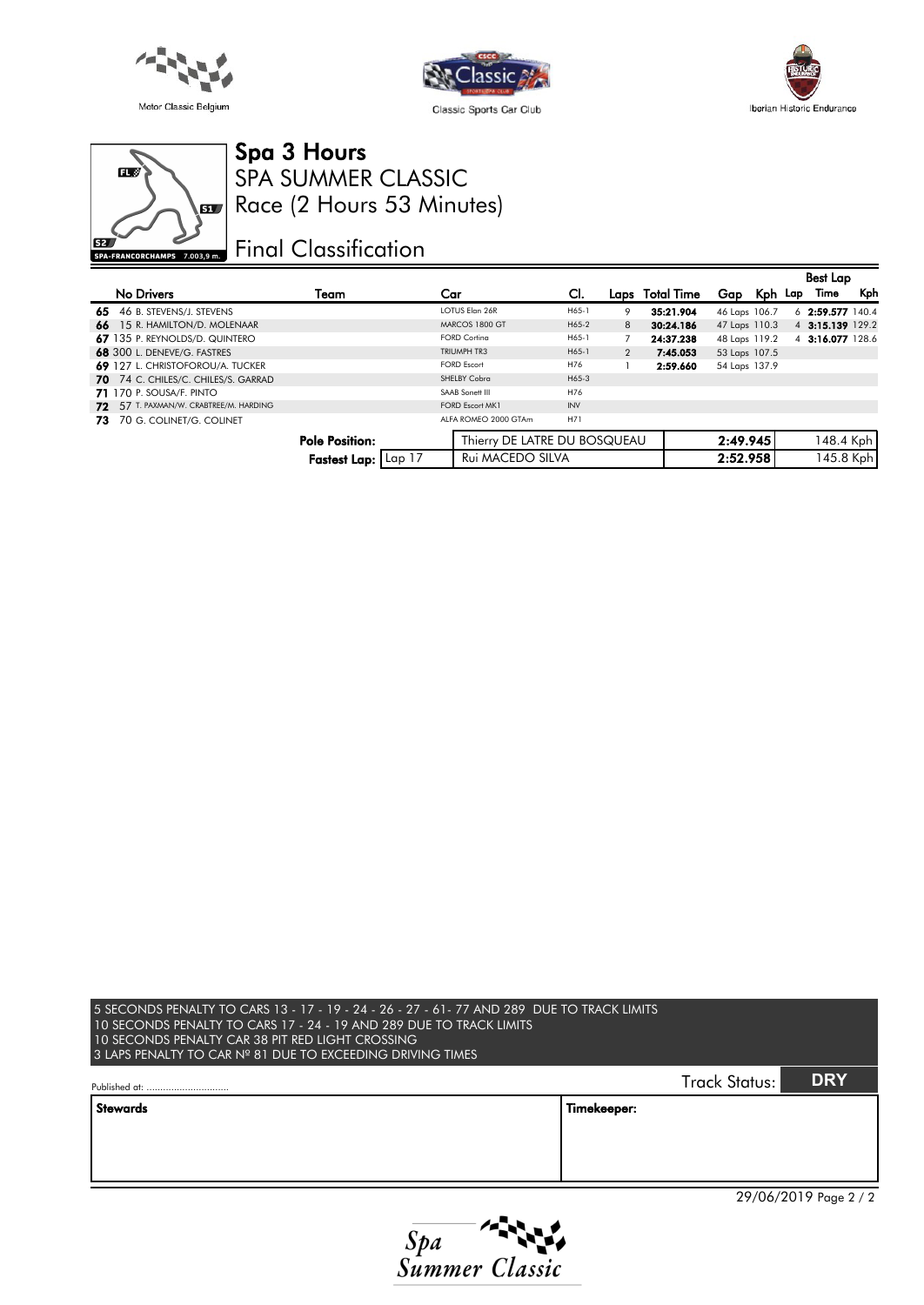## Spa 3 Hours

SPA SUMMER CLASSIC

Race (2 Hours 53 Minutes)

Final Classification

| | No | Drivers | Team | Car | Cl. | Laps | Total Time | Gap | Kph | Best Lap Lap | Best Lap Time | Best Lap Kph |
|---|---|---|---|---|---|---|---|---|---|---|---|---|
| 65 | 46 | B. STEVENS/J. STEVENS | | LOTUS Elan 26R | H65-1 | 9 | 35:21.904 | 46 Laps | 106.7 | 6 | 2:59.577 | 140.4 |
| 66 | 15 | R. HAMILTON/D. MOLENAAR | | MARCOS 1800 GT | H65-2 | 8 | 30:24.186 | 47 Laps | 110.3 | 4 | 3:15.139 | 129.2 |
| 67 | 135 | P. REYNOLDS/D. QUINTERO | | FORD Cortina | H65-1 | 7 | 24:37.238 | 48 Laps | 119.2 | 4 | 3:16.077 | 128.6 |
| 68 | 300 | L. DENEVE/G. FASTRES | | TRIUMPH TR3 | H65-1 | 2 | 7:45.053 | 53 Laps | 107.5 | | | |
| 69 | 127 | L. CHRISTOFOROU/A. TUCKER | | FORD Escort | H76 | 1 | 2:59.660 | 54 Laps | 137.9 | | | |
| 70 | 74 | C. CHILES/C. CHILES/S. GARRAD | | SHELBY Cobra | H65-3 | | | | | | | |
| 71 | 170 | P. SOUSA/F. PINTO | | SAAB Sonett III | H76 | | | | | | | |
| 72 | 57 | T. PAXMAN/W. CRABTREE/M. HARDING | | FORD Escort MK1 | INV | | | | | | | |
| 73 | 70 | G. COLINET/G. COLINET | | ALFA ROMEO 2000 GTAm | H71 | | | | | | | |

| | | | | |
|---|---|---|---|---|
| **Pole Position:** | | Thierry DE LATRE DU BOSQUEAU | 2:49.945 | 148.4 Kph |
| **Fastest Lap:** | Lap 17 | Rui MACEDO SILVA | 2:52.958 | 145.8 Kph |

5 SECONDS PENALTY TO CARS 13 - 17 - 19 - 24 - 26 - 27 - 61- 77 AND 289 DUE TO TRACK LIMITS
10 SECONDS PENALTY TO CARS 17 - 24 - 19 AND 289 DUE TO TRACK LIMITS
10 SECONDS PENALTY CAR 38 PIT RED LIGHT CROSSING
3 LAPS PENALTY TO CAR Nº 81 DUE TO EXCEEDING DRIVING TIMES

Published at: ...............................

Track Status: **DRY**

| Stewards | Timekeeper: |
|---|---|
| | |

29/06/2019